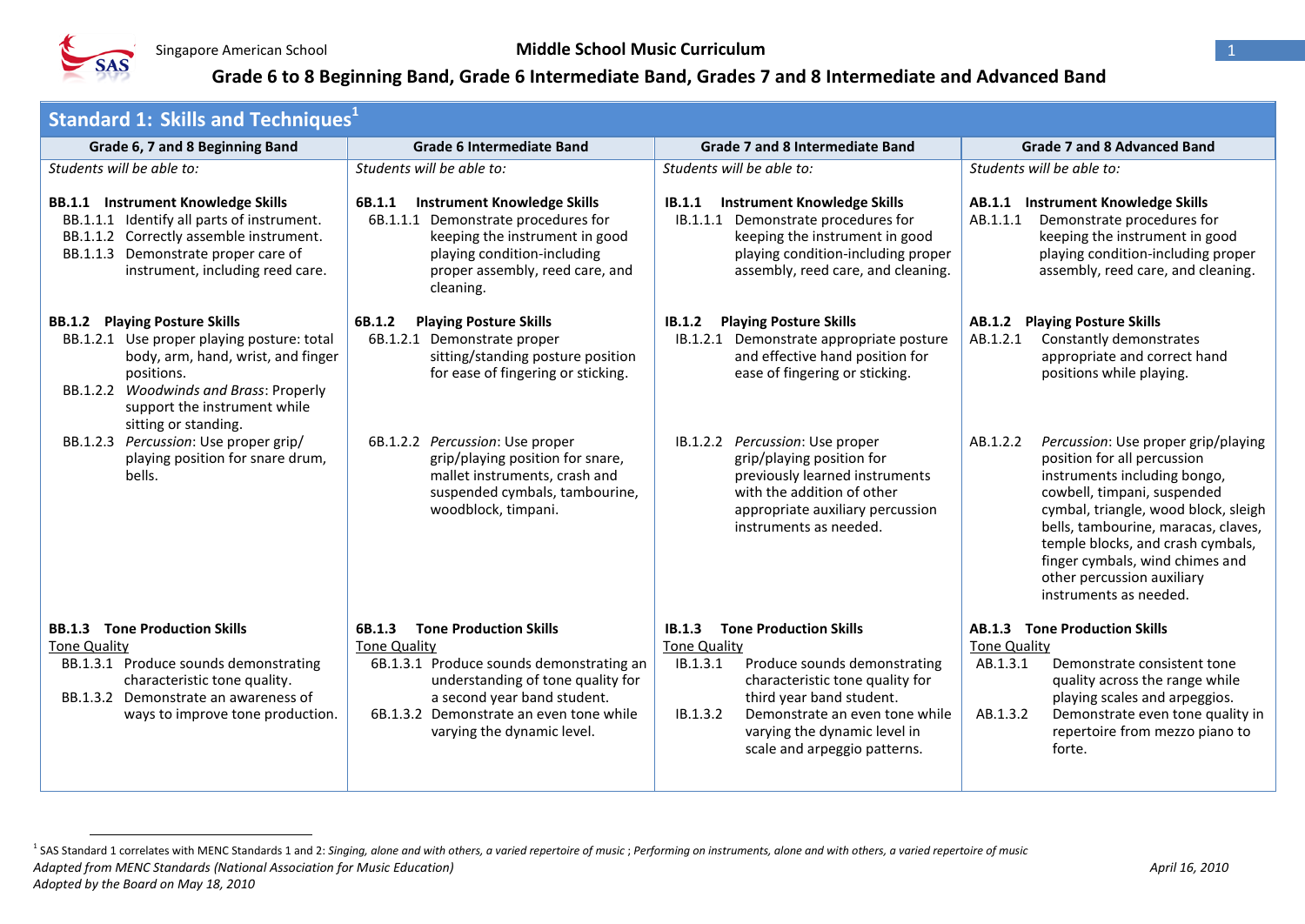Singapore American School

# Middle School Music Curriculum

## Grade 6 to 8 Beginning Band, Grade 6 Intermediate Band, Grades 7 and 8 Intermediate and Advanced Band

### Standard 1: Skills and Techniques[1]

| Grade 6, 7 and 8 Beginning Band | Grade 6 Intermediate Band | Grade 7 and 8 Intermediate Band | Grade 7 and 8 Advanced Band |
|---|---|---|---|
| *Students will be able to:* | *Students will be able to:* | *Students will be able to:* | *Students will be able to:* |
| **BB.1.1 Instrument Knowledge Skills**<br>BB.1.1.1 Identify all parts of instrument.<br>BB.1.1.2 Correctly assemble instrument.<br>BB.1.1.3 Demonstrate proper care of instrument, including reed care. | **6B.1.1 Instrument Knowledge Skills**<br>6B.1.1.1 Demonstrate procedures for keeping the instrument in good playing condition-including proper assembly, reed care, and cleaning. | **IB.1.1 Instrument Knowledge Skills**<br>IB.1.1.1 Demonstrate procedures for keeping the instrument in good playing condition-including proper assembly, reed care, and cleaning. | **AB.1.1 Instrument Knowledge Skills**<br>AB.1.1.1 Demonstrate procedures for keeping the instrument in good playing condition-including proper assembly, reed care, and cleaning. |
| **BB.1.2 Playing Posture Skills**<br>BB.1.2.1 Use proper playing posture: total body, arm, hand, wrist, and finger positions.<br>BB.1.2.2 *Woodwinds and Brass*: Properly support the instrument while sitting or standing.<br>BB.1.2.3 *Percussion*: Use proper grip/ playing position for snare drum, bells. | **6B.1.2 Playing Posture Skills**<br>6B.1.2.1 Demonstrate proper sitting/standing posture position for ease of fingering or sticking.<br>6B.1.2.2 *Percussion*: Use proper grip/playing position for snare, mallet instruments, crash and suspended cymbals, tambourine, woodblock, timpani. | **IB.1.2 Playing Posture Skills**<br>IB.1.2.1 Demonstrate appropriate posture and effective hand position for ease of fingering or sticking.<br>IB.1.2.2 *Percussion*: Use proper grip/playing position for previously learned instruments with the addition of other appropriate auxiliary percussion instruments as needed. | **AB.1.2 Playing Posture Skills**<br>AB.1.2.1 Constantly demonstrates appropriate and correct hand positions while playing.<br>AB.1.2.2 *Percussion*: Use proper grip/playing position for all percussion instruments including bongo, cowbell, timpani, suspended cymbal, triangle, wood block, sleigh bells, tambourine, maracas, claves, temple blocks, and crash cymbals, finger cymbals, wind chimes and other percussion auxiliary instruments as needed. |
| **BB.1.3 Tone Production Skills**<br>Tone Quality<br>BB.1.3.1 Produce sounds demonstrating characteristic tone quality.<br>BB.1.3.2 Demonstrate an awareness of ways to improve tone production. | **6B.1.3 Tone Production Skills**<br>Tone Quality<br>6B.1.3.1 Produce sounds demonstrating an understanding of tone quality for a second year band student.<br>6B.1.3.2 Demonstrate an even tone while varying the dynamic level. | **IB.1.3 Tone Production Skills**<br>Tone Quality<br>IB.1.3.1 Produce sounds demonstrating characteristic tone quality for third year band student.<br>IB.1.3.2 Demonstrate an even tone while varying the dynamic level in scale and arpeggio patterns. | **AB.1.3 Tone Production Skills**<br>Tone Quality<br>AB.1.3.1 Demonstrate consistent tone quality across the range while playing scales and arpeggios.<br>AB.1.3.2 Demonstrate even tone quality in repertoire from mezzo piano to forte. |

[1] SAS Standard 1 correlates with MENC Standards 1 and 2: *Singing, alone and with others, a varied repertoire of music* ; *Performing on instruments, alone and with others, a varied repertoire of music*

*Adapted from MENC Standards (National Association for Music Education)*

*Adopted by the Board on May 18, 2010*

*April 16, 2010*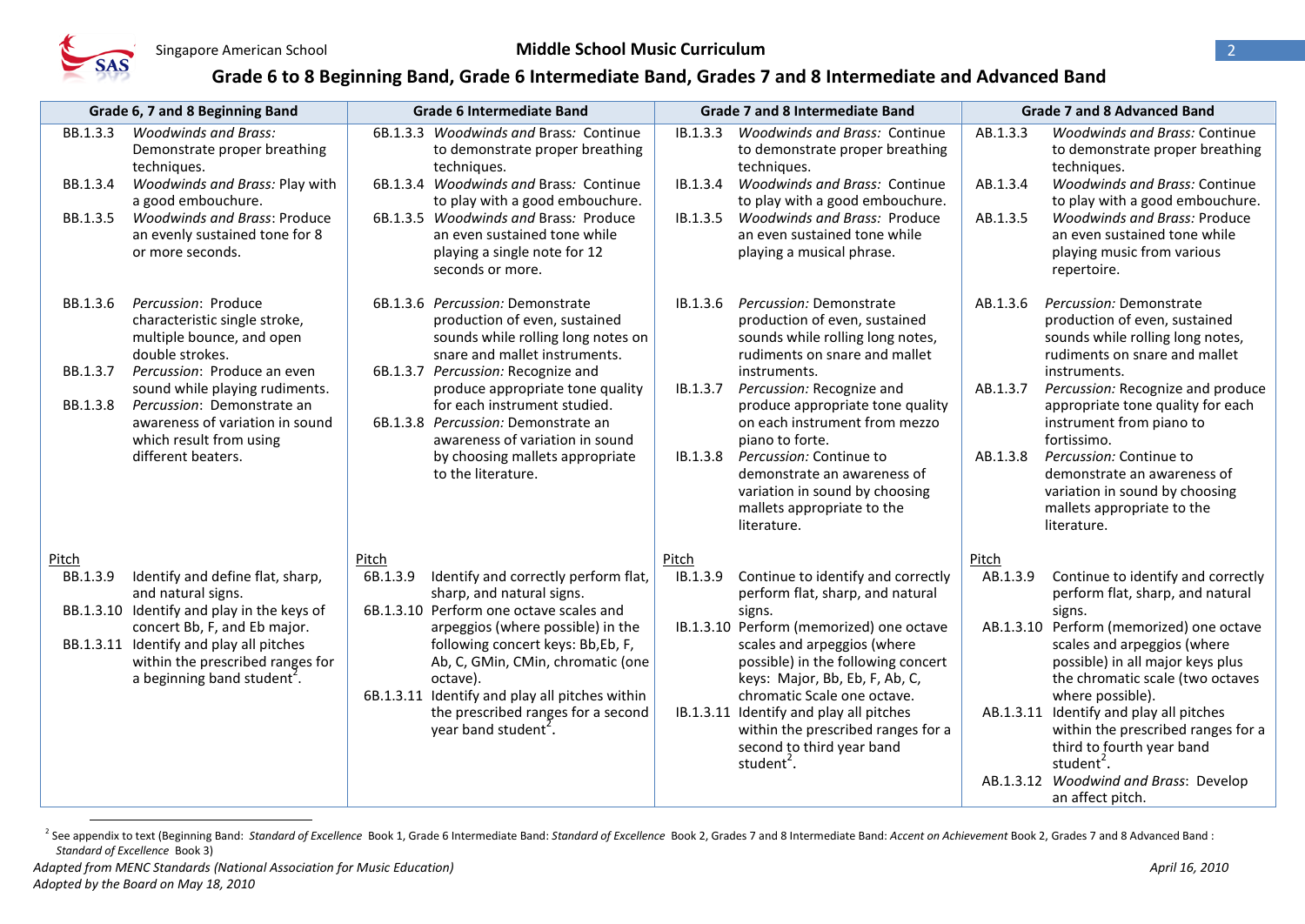## Grade 6 to 8 Beginning Band, Grade 6 Intermediate Band, Grades 7 and 8 Intermediate and Advanced Band

| Grade 6, 7 and 8 Beginning Band | Grade 6 Intermediate Band | Grade 7 and 8 Intermediate Band | Grade 7 and 8 Advanced Band |
|---|---|---|---|
| BB.1.3.3 *Woodwinds and Brass:* Demonstrate proper breathing techniques.<br>BB.1.3.4 *Woodwinds and Brass:* Play with a good embouchure.<br>BB.1.3.5 *Woodwinds and Brass*: Produce an evenly sustained tone for 8 or more seconds. | 6B.1.3.3 *Woodwinds and* Brass: Continue to demonstrate proper breathing techniques.<br>6B.1.3.4 *Woodwinds and* Brass: Continue to play with a good embouchure.<br>6B.1.3.5 *Woodwinds and* Brass: Produce an even sustained tone while playing a single note for 12 seconds or more. | IB.1.3.3 *Woodwinds and Brass:* Continue to demonstrate proper breathing techniques.<br>IB.1.3.4 *Woodwinds and Brass:* Continue to play with a good embouchure.<br>IB.1.3.5 *Woodwinds and Brass:* Produce an even sustained tone while playing a musical phrase. | AB.1.3.3 *Woodwinds and Brass:* Continue to demonstrate proper breathing techniques.<br>AB.1.3.4 *Woodwinds and Brass:* Continue to play with a good embouchure.<br>AB.1.3.5 *Woodwinds and Brass:* Produce an even sustained tone while playing music from various repertoire. |
| BB.1.3.6 *Percussion*: Produce characteristic single stroke, multiple bounce, and open double strokes.<br>BB.1.3.7 *Percussion*: Produce an even sound while playing rudiments.<br>BB.1.3.8 *Percussion*: Demonstrate an awareness of variation in sound which result from using different beaters. | 6B.1.3.6 *Percussion:* Demonstrate production of even, sustained sounds while rolling long notes on snare and mallet instruments.<br>6B.1.3.7 *Percussion:* Recognize and produce appropriate tone quality for each instrument studied.<br>6B.1.3.8 *Percussion:* Demonstrate an awareness of variation in sound by choosing mallets appropriate to the literature. | IB.1.3.6 *Percussion:* Demonstrate production of even, sustained sounds while rolling long notes, rudiments on snare and mallet instruments.<br>IB.1.3.7 *Percussion:* Recognize and produce appropriate tone quality on each instrument from mezzo piano to forte.<br>IB.1.3.8 *Percussion:* Continue to demonstrate an awareness of variation in sound by choosing mallets appropriate to the literature. | AB.1.3.6 *Percussion:* Demonstrate production of even, sustained sounds while rolling long notes, rudiments on snare and mallet instruments.<br>AB.1.3.7 *Percussion:* Recognize and produce appropriate tone quality for each instrument from piano to fortissimo.<br>AB.1.3.8 *Percussion:* Continue to demonstrate an awareness of variation in sound by choosing mallets appropriate to the literature. |
| <u>Pitch</u><br>BB.1.3.9 Identify and define flat, sharp, and natural signs.<br>BB.1.3.10 Identify and play in the keys of concert Bb, F, and Eb major.<br>BB.1.3.11 Identify and play all pitches within the prescribed ranges for a beginning band student[2]. | <u>Pitch</u><br>6B.1.3.9 Identify and correctly perform flat, sharp, and natural signs.<br>6B.1.3.10 Perform one octave scales and arpeggios (where possible) in the following concert keys: Bb,Eb, F, Ab, C, GMin, CMin, chromatic (one octave).<br>6B.1.3.11 Identify and play all pitches within the prescribed ranges for a second year band student[2]. | <u>Pitch</u><br>IB.1.3.9 Continue to identify and correctly perform flat, sharp, and natural signs.<br>IB.1.3.10 Perform (memorized) one octave scales and arpeggios (where possible) in the following concert keys: Major, Bb, Eb, F, Ab, C, chromatic Scale one octave.<br>IB.1.3.11 Identify and play all pitches within the prescribed ranges for a second to third year band student[2]. | <u>Pitch</u><br>AB.1.3.9 Continue to identify and correctly perform flat, sharp, and natural signs.<br>AB.1.3.10 Perform (memorized) one octave scales and arpeggios (where possible) in all major keys plus the chromatic scale (two octaves where possible).<br>AB.1.3.11 Identify and play all pitches within the prescribed ranges for a third to fourth year band student[2].<br>AB.1.3.12 *Woodwind and Brass*: Develop an affect pitch. |

[2] See appendix to text (Beginning Band: *Standard of Excellence* Book 1, Grade 6 Intermediate Band: *Standard of Excellence* Book 2, Grades 7 and 8 Intermediate Band: *Accent on Achievement* Book 2, Grades 7 and 8 Advanced Band : *Standard of Excellence* Book 3)

*Adapted from MENC Standards (National Association for Music Education)*
*Adopted by the Board on May 18, 2010*
*April 16, 2010*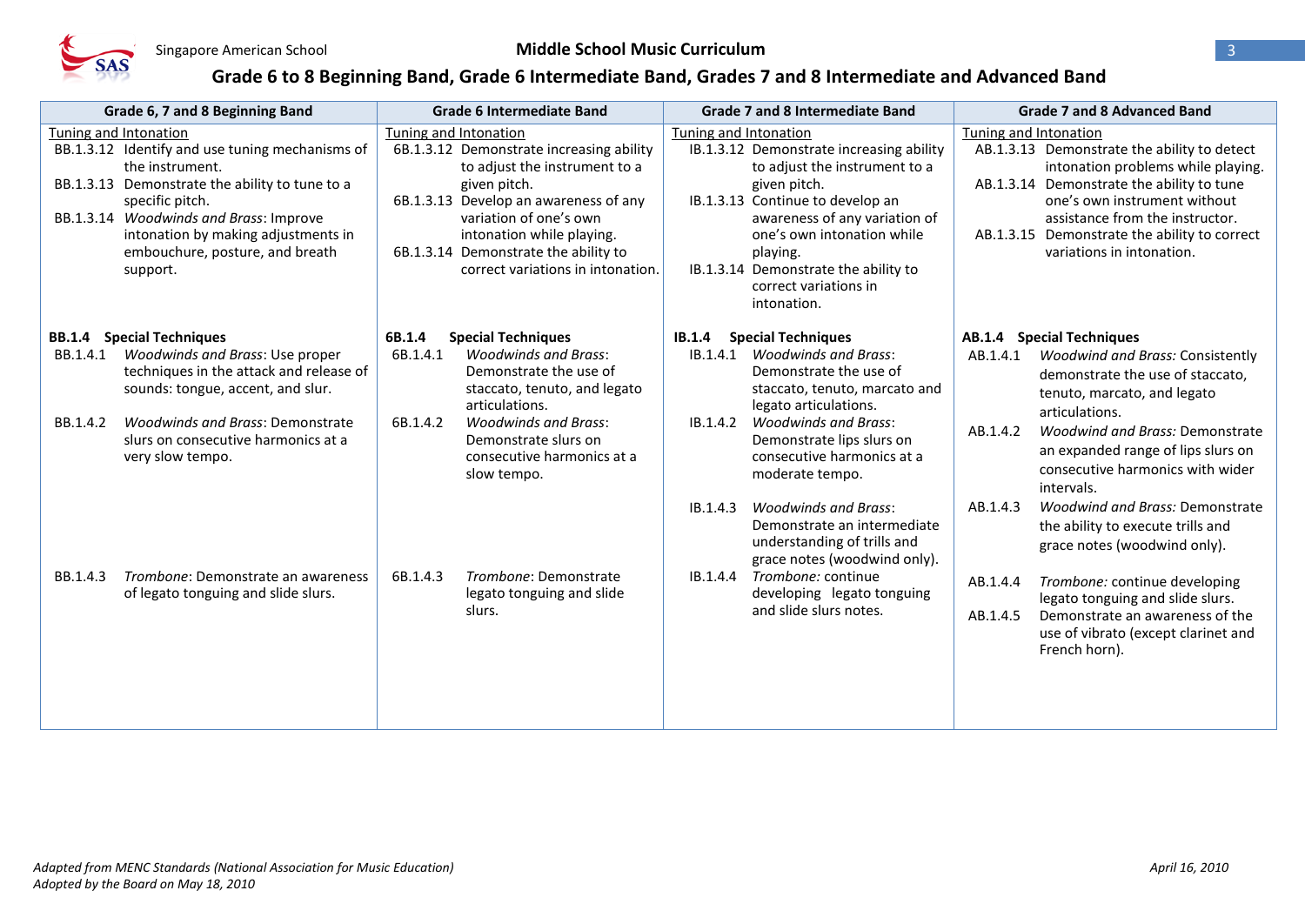## Grade 6 to 8 Beginning Band, Grade 6 Intermediate Band, Grades 7 and 8 Intermediate and Advanced Band

| Grade 6, 7 and 8 Beginning Band | Grade 6 Intermediate Band | Grade 7 and 8 Intermediate Band | Grade 7 and 8 Advanced Band |
|---|---|---|---|
| Tuning and Intonation<br>BB.1.3.12 Identify and use tuning mechanisms of the instrument.<br>BB.1.3.13 Demonstrate the ability to tune to a specific pitch.<br>BB.1.3.14 *Woodwinds and Brass*: Improve intonation by making adjustments in embouchure, posture, and breath support. | Tuning and Intonation<br>6B.1.3.12 Demonstrate increasing ability to adjust the instrument to a given pitch.<br>6B.1.3.13 Develop an awareness of any variation of one's own intonation while playing.<br>6B.1.3.14 Demonstrate the ability to correct variations in intonation. | Tuning and Intonation<br>IB.1.3.12 Demonstrate increasing ability to adjust the instrument to a given pitch.<br>IB.1.3.13 Continue to develop an awareness of any variation of one's own intonation while playing.<br>IB.1.3.14 Demonstrate the ability to correct variations in intonation. | Tuning and Intonation<br>AB.1.3.13 Demonstrate the ability to detect intonation problems while playing.<br>AB.1.3.14 Demonstrate the ability to tune one's own instrument without assistance from the instructor.<br>AB.1.3.15 Demonstrate the ability to correct variations in intonation. |
| **BB.1.4 Special Techniques**<br>BB.1.4.1 *Woodwinds and Brass*: Use proper techniques in the attack and release of sounds: tongue, accent, and slur.<br>BB.1.4.2 *Woodwinds and Brass*: Demonstrate slurs on consecutive harmonics at a very slow tempo.<br>BB.1.4.3 *Trombone*: Demonstrate an awareness of legato tonguing and slide slurs. | **6B.1.4 Special Techniques**<br>6B.1.4.1 *Woodwinds and Brass*: Demonstrate the use of staccato, tenuto, and legato articulations.<br>6B.1.4.2 *Woodwinds and Brass*: Demonstrate slurs on consecutive harmonics at a slow tempo.<br>6B.1.4.3 *Trombone*: Demonstrate legato tonguing and slide slurs. | **IB.1.4 Special Techniques**<br>IB.1.4.1 *Woodwinds and Brass*: Demonstrate the use of staccato, tenuto, marcato and legato articulations.<br>IB.1.4.2 *Woodwinds and Brass*: Demonstrate lips slurs on consecutive harmonics at a moderate tempo.<br>IB.1.4.3 *Woodwinds and Brass*: Demonstrate an intermediate understanding of trills and grace notes (woodwind only).<br>IB.1.4.4 *Trombone:* continue developing legato tonguing and slide slurs notes. | **AB.1.4 Special Techniques**<br>AB.1.4.1 *Woodwind and Brass:* Consistently demonstrate the use of staccato, tenuto, marcato, and legato articulations.<br>AB.1.4.2 *Woodwind and Brass:* Demonstrate an expanded range of lips slurs on consecutive harmonics with wider intervals.<br>AB.1.4.3 *Woodwind and Brass:* Demonstrate the ability to execute trills and grace notes (woodwind only).<br>AB.1.4.4 *Trombone:* continue developing legato tonguing and slide slurs.<br>AB.1.4.5 Demonstrate an awareness of the use of vibrato (except clarinet and French horn). |

*Adapted from MENC Standards (National Association for Music Education)*
*Adopted by the Board on May 18, 2010*

*April 16, 2010*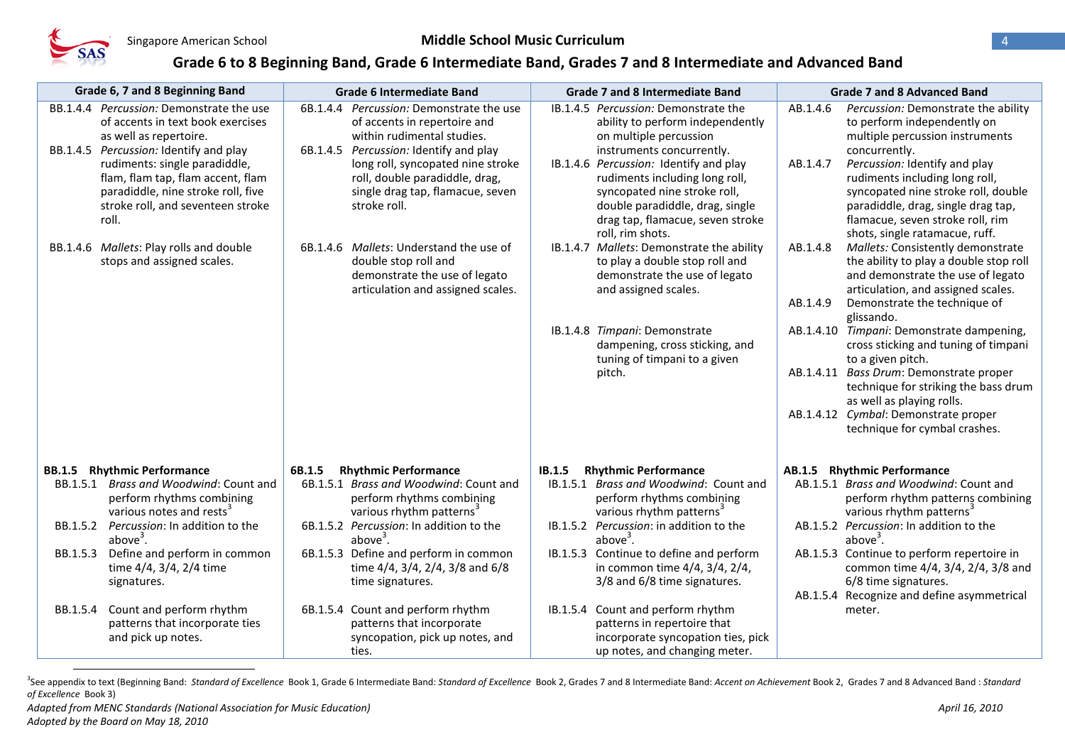Singapore American School

**Middle School Music Curriculum**

## Grade 6 to 8 Beginning Band, Grade 6 Intermediate Band, Grades 7 and 8 Intermediate and Advanced Band

| Grade 6, 7 and 8 Beginning Band | Grade 6 Intermediate Band | Grade 7 and 8 Intermediate Band | Grade 7 and 8 Advanced Band |
|---|---|---|---|
| BB.1.4.4 *Percussion:* Demonstrate the use of accents in text book exercises as well as repertoire.<br>BB.1.4.5 *Percussion:* Identify and play rudiments: single paradiddle, flam, flam tap, flam accent, flam paradiddle, nine stroke roll, five stroke roll, and seventeen stroke roll. | 6B.1.4.4 *Percussion:* Demonstrate the use of accents in repertoire and within rudimental studies.<br>6B.1.4.5 *Percussion:* Identify and play long roll, syncopated nine stroke roll, double paradiddle, drag, single drag tap, flamacue, seven stroke roll. | IB.1.4.5 *Percussion:* Demonstrate the ability to perform independently on multiple percussion instruments concurrently.<br>IB.1.4.6 *Percussion:* Identify and play rudiments including long roll, syncopated nine stroke roll, double paradiddle, drag, single drag tap, flamacue, seven stroke roll, rim shots. | AB.1.4.6 *Percussion:* Demonstrate the ability to perform independently on multiple percussion instruments concurrently.<br>AB.1.4.7 *Percussion:* Identify and play rudiments including long roll, syncopated nine stroke roll, double paradiddle, drag, single drag tap, flamacue, seven stroke roll, rim shots, single ratamacue, ruff. |
| BB.1.4.6 *Mallets*: Play rolls and double stops and assigned scales. | 6B.1.4.6 *Mallets*: Understand the use of double stop roll and demonstrate the use of legato articulation and assigned scales. | IB.1.4.7 *Mallets*: Demonstrate the ability to play a double stop roll and demonstrate the use of legato and assigned scales.<br>IB.1.4.8 *Timpani*: Demonstrate dampening, cross sticking, and tuning of timpani to a given pitch. | AB.1.4.8 *Mallets:* Consistently demonstrate the ability to play a double stop roll and demonstrate the use of legato articulation, and assigned scales.<br>AB.1.4.9 Demonstrate the technique of glissando.<br>AB.1.4.10 *Timpani*: Demonstrate dampening, cross sticking and tuning of timpani to a given pitch.<br>AB.1.4.11 *Bass Drum*: Demonstrate proper technique for striking the bass drum as well as playing rolls.<br>AB.1.4.12 *Cymbal*: Demonstrate proper technique for cymbal crashes. |
| **BB.1.5 Rhythmic Performance**<br>BB.1.5.1 *Brass and Woodwind*: Count and perform rhythms combining various notes and rests[3]<br>BB.1.5.2 *Percussion*: In addition to the above[3].<br>BB.1.5.3 Define and perform in common time 4/4, 3/4, 2/4 time signatures. | **6B.1.5 Rhythmic Performance**<br>6B.1.5.1 *Brass and Woodwind*: Count and perform rhythms combining various rhythm patterns[3]<br>6B.1.5.2 *Percussion*: In addition to the above[3].<br>6B.1.5.3 Define and perform in common time 4/4, 3/4, 2/4, 3/8 and 6/8 time signatures. | **IB.1.5 Rhythmic Performance**<br>IB.1.5.1 *Brass and Woodwind*: Count and perform rhythms combining various rhythm patterns[3]<br>IB.1.5.2 *Percussion*: in addition to the above[3].<br>IB.1.5.3 Continue to define and perform in common time 4/4, 3/4, 2/4, 3/8 and 6/8 time signatures. | **AB.1.5 Rhythmic Performance**<br>AB.1.5.1 *Brass and Woodwind*: Count and perform rhythm patterns combining various rhythm patterns[3]<br>AB.1.5.2 *Percussion*: In addition to the above[3].<br>AB.1.5.3 Continue to perform repertoire in common time 4/4, 3/4, 2/4, 3/8 and 6/8 time signatures.<br>AB.1.5.4 Recognize and define asymmetrical meter. |
| BB.1.5.4 Count and perform rhythm patterns that incorporate ties and pick up notes. | 6B.1.5.4 Count and perform rhythm patterns that incorporate syncopation, pick up notes, and ties. | IB.1.5.4 Count and perform rhythm patterns in repertoire that incorporate syncopation ties, pick up notes, and changing meter. | |

[3]See appendix to text (Beginning Band: *Standard of Excellence* Book 1, Grade 6 Intermediate Band: *Standard of Excellence* Book 2, Grades 7 and 8 Intermediate Band: *Accent on Achievement* Book 2, Grades 7 and 8 Advanced Band : *Standard of Excellence* Book 3)

*Adapted from MENC Standards (National Association for Music Education)*

*Adopted by the Board on May 18, 2010*

*April 16, 2010*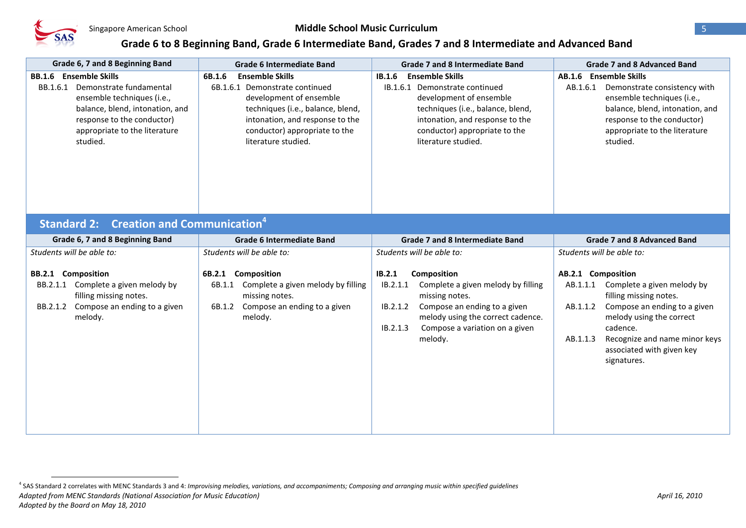## Grade 6 to 8 Beginning Band, Grade 6 Intermediate Band, Grades 7 and 8 Intermediate and Advanced Band

| Grade 6, 7 and 8 Beginning Band | Grade 6 Intermediate Band | Grade 7 and 8 Intermediate Band | Grade 7 and 8 Advanced Band |
|---|---|---|---|
| **BB.1.6 Ensemble Skills**<br>BB.1.6.1 Demonstrate fundamental ensemble techniques (i.e., balance, blend, intonation, and response to the conductor) appropriate to the literature studied. | **6B.1.6 Ensemble Skills**<br>6B.1.6.1 Demonstrate continued development of ensemble techniques (i.e., balance, blend, intonation, and response to the conductor) appropriate to the literature studied. | **IB.1.6 Ensemble Skills**<br>IB.1.6.1 Demonstrate continued development of ensemble techniques (i.e., balance, blend, intonation, and response to the conductor) appropriate to the literature studied. | **AB.1.6 Ensemble Skills**<br>AB.1.6.1 Demonstrate consistency with ensemble techniques (i.e., balance, blend, intonation, and response to the conductor) appropriate to the literature studied. |

## Standard 2: Creation and Communication[4]

| Grade 6, 7 and 8 Beginning Band | Grade 6 Intermediate Band | Grade 7 and 8 Intermediate Band | Grade 7 and 8 Advanced Band |
|---|---|---|---|
| *Students will be able to:*<br><br>**BB.2.1 Composition**<br>BB.2.1.1 Complete a given melody by filling missing notes.<br>BB.2.1.2 Compose an ending to a given melody. | *Students will be able to:*<br><br>**6B.2.1 Composition**<br>6B.1.1 Complete a given melody by filling missing notes.<br>6B.1.2 Compose an ending to a given melody. | *Students will be able to:*<br><br>**IB.2.1 Composition**<br>IB.2.1.1 Complete a given melody by filling missing notes.<br>IB.2.1.2 Compose an ending to a given melody using the correct cadence.<br>IB.2.1.3 Compose a variation on a given melody. | *Students will be able to:*<br><br>**AB.2.1 Composition**<br>AB.1.1.1 Complete a given melody by filling missing notes.<br>AB.1.1.2 Compose an ending to a given melody using the correct cadence.<br>AB.1.1.3 Recognize and name minor keys associated with given key signatures. |

[4] SAS Standard 2 correlates with MENC Standards 3 and 4: *Improvising melodies, variations, and accompaniments; Composing and arranging music within specified guidelines*

*Adapted from MENC Standards (National Association for Music Education)*

*Adopted by the Board on May 18, 2010*

*April 16, 2010*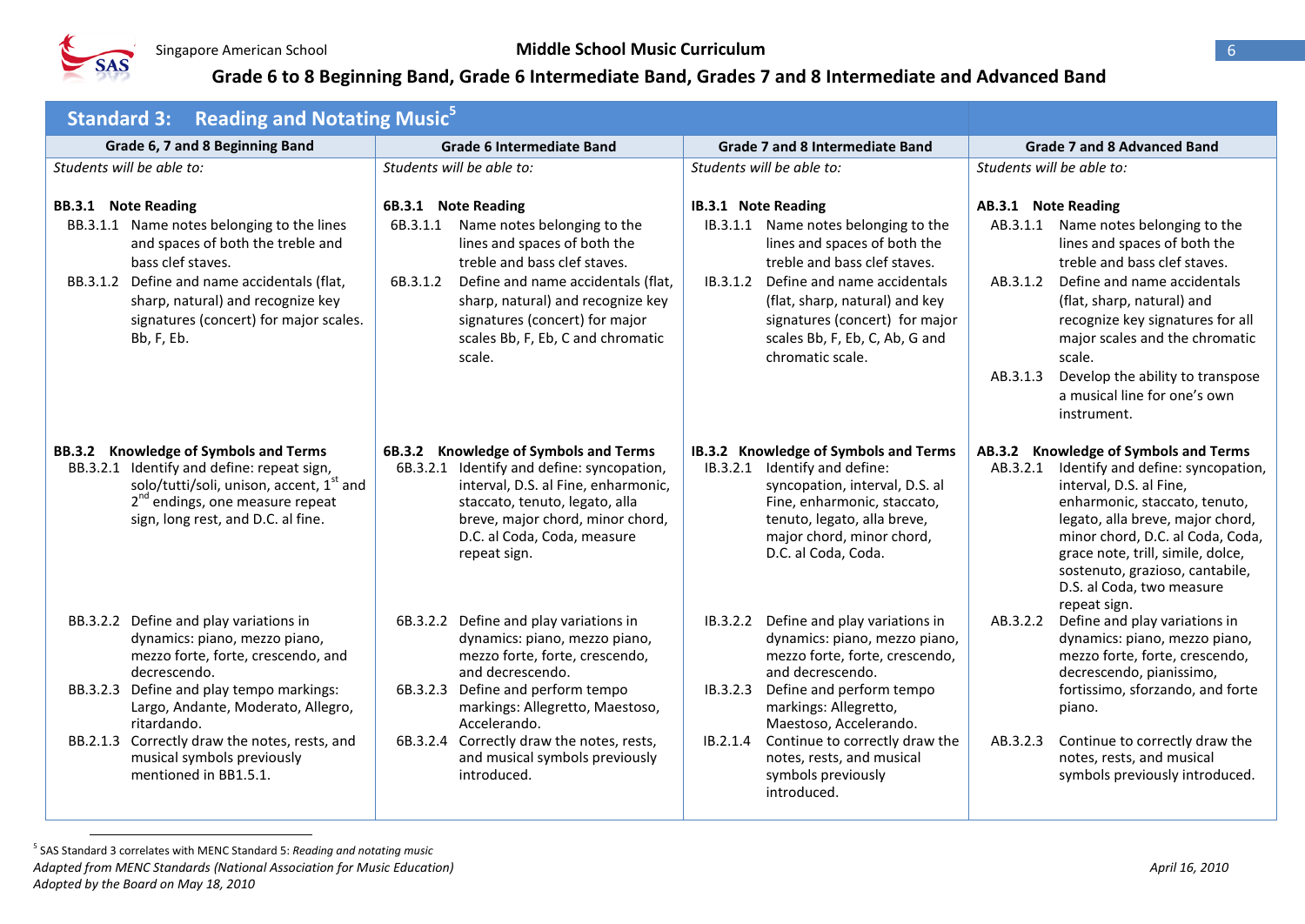Grade 6 to 8 Beginning Band, Grade 6 Intermediate Band, Grades 7 and 8 Intermediate and Advanced Band

## Standard 3: Reading and Notating Music[5]

| Grade 6, 7 and 8 Beginning Band | Grade 6 Intermediate Band | Grade 7 and 8 Intermediate Band | Grade 7 and 8 Advanced Band |
|---|---|---|---|
| *Students will be able to:* | *Students will be able to:* | *Students will be able to:* | *Students will be able to:* |
| **BB.3.1 Note Reading**<br>BB.3.1.1 Name notes belonging to the lines and spaces of both the treble and bass clef staves.<br>BB.3.1.2 Define and name accidentals (flat, sharp, natural) and recognize key signatures (concert) for major scales. Bb, F, Eb. | **6B.3.1 Note Reading**<br>6B.3.1.1 Name notes belonging to the lines and spaces of both the treble and bass clef staves.<br>6B.3.1.2 Define and name accidentals (flat, sharp, natural) and recognize key signatures (concert) for major scales Bb, F, Eb, C and chromatic scale. | **IB.3.1 Note Reading**<br>IB.3.1.1 Name notes belonging to the lines and spaces of both the treble and bass clef staves.<br>IB.3.1.2 Define and name accidentals (flat, sharp, natural) and key signatures (concert) for major scales Bb, F, Eb, C, Ab, G and chromatic scale. | **AB.3.1 Note Reading**<br>AB.3.1.1 Name notes belonging to the lines and spaces of both the treble and bass clef staves.<br>AB.3.1.2 Define and name accidentals (flat, sharp, natural) and recognize key signatures for all major scales and the chromatic scale.<br>AB.3.1.3 Develop the ability to transpose a musical line for one's own instrument. |
| **BB.3.2 Knowledge of Symbols and Terms**<br>BB.3.2.1 Identify and define: repeat sign, solo/tutti/soli, unison, accent, 1st and 2nd endings, one measure repeat sign, long rest, and D.C. al fine. | **6B.3.2 Knowledge of Symbols and Terms**<br>6B.3.2.1 Identify and define: syncopation, interval, D.S. al Fine, enharmonic, staccato, tenuto, legato, alla breve, major chord, minor chord, D.C. al Coda, Coda, measure repeat sign. | **IB.3.2 Knowledge of Symbols and Terms**<br>IB.3.2.1 Identify and define: syncopation, interval, D.S. al Fine, enharmonic, staccato, tenuto, legato, alla breve, major chord, minor chord, D.C. al Coda, Coda. | **AB.3.2 Knowledge of Symbols and Terms**<br>AB.3.2.1 Identify and define: syncopation, interval, D.S. al Fine, enharmonic, staccato, tenuto, legato, alla breve, major chord, minor chord, D.C. al Coda, Coda, grace note, trill, simile, dolce, sostenuto, grazioso, cantabile, D.S. al Coda, two measure repeat sign. |
| BB.3.2.2 Define and play variations in dynamics: piano, mezzo piano, mezzo forte, forte, crescendo, and decrescendo.<br>BB.3.2.3 Define and play tempo markings: Largo, Andante, Moderato, Allegro, ritardando.<br>BB.2.1.3 Correctly draw the notes, rests, and musical symbols mentioned in BB1.5.1. | 6B.3.2.2 Define and play variations in dynamics: piano, mezzo piano, mezzo forte, forte, crescendo, and decrescendo.<br>6B.3.2.3 Define and perform tempo markings: Allegretto, Maestoso, Accelerando.<br>6B.3.2.4 Correctly draw the notes, rests, and musical symbols previously introduced. | IB.3.2.2 Define and play variations in dynamics: piano, mezzo piano, mezzo forte, forte, crescendo, and decrescendo.<br>IB.3.2.3 Define and perform tempo markings: Allegretto, Maestoso, Accelerando.<br>IB.2.1.4 Continue to correctly draw the notes, rests, and musical symbols previously introduced. | AB.3.2.2 Define and play variations in dynamics: piano, mezzo piano, mezzo forte, forte, crescendo, decrescendo, pianissimo, fortissimo, sforzando, and forte piano.<br>AB.3.2.3 Continue to correctly draw the notes, rests, and musical symbols previously introduced. |

[5] SAS Standard 3 correlates with MENC Standard 5: *Reading and notating music*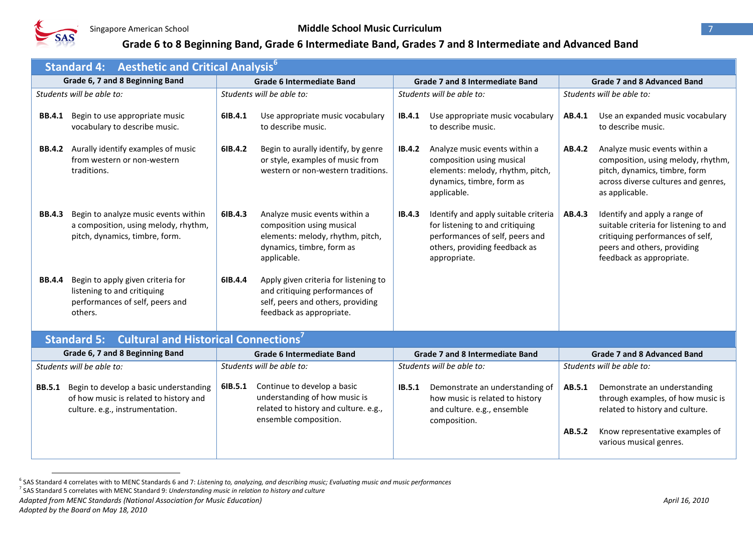Singapore American School

# Middle School Music Curriculum

## Grade 6 to 8 Beginning Band, Grade 6 Intermediate Band, Grades 7 and 8 Intermediate and Advanced Band

### Standard 4: Aesthetic and Critical Analysis[6]

| Grade 6, 7 and 8 Beginning Band | Grade 6 Intermediate Band | Grade 7 and 8 Intermediate Band | Grade 7 and 8 Advanced Band |
|---|---|---|---|
| *Students will be able to:* | *Students will be able to:* | *Students will be able to:* | *Students will be able to:* |
| **BB.4.1** Begin to use appropriate music vocabulary to describe music. | **6IB.4.1** Use appropriate music vocabulary to describe music. | **IB.4.1** Use appropriate music vocabulary to describe music. | **AB.4.1** Use an expanded music vocabulary to describe music. |
| **BB.4.2** Aurally identify examples of music from western or non-western traditions. | **6IB.4.2** Begin to aurally identify, by genre or style, examples of music from western or non-western traditions. | **IB.4.2** Analyze music events within a composition using musical elements: melody, rhythm, pitch, dynamics, timbre, form as applicable. | **AB.4.2** Analyze music events within a composition, using melody, rhythm, pitch, dynamics, timbre, form across diverse cultures and genres, as applicable. |
| **BB.4.3** Begin to analyze music events within a composition, using melody, rhythm, pitch, dynamics, timbre, form. | **6IB.4.3** Analyze music events within a composition using musical elements: melody, rhythm, pitch, dynamics, timbre, form as applicable. | **IB.4.3** Identify and apply suitable criteria for listening to and critiquing performances of self, peers and others, providing feedback as appropriate. | **AB.4.3** Identify and apply a range of suitable criteria for listening to and critiquing performances of self, peers and others, providing feedback as appropriate. |
| **BB.4.4** Begin to apply given criteria for listening to and critiquing performances of self, peers and others. | **6IB.4.4** Apply given criteria for listening to and critiquing performances of self, peers and others, providing feedback as appropriate. | | |

### Standard 5: Cultural and Historical Connections[7]

| Grade 6, 7 and 8 Beginning Band | Grade 6 Intermediate Band | Grade 7 and 8 Intermediate Band | Grade 7 and 8 Advanced Band |
|---|---|---|---|
| *Students will be able to:* | *Students will be able to:* | *Students will be able to:* | *Students will be able to:* |
| **BB.5.1** Begin to develop a basic understanding of how music is related to history and culture. e.g., instrumentation. | **6IB.5.1** Continue to develop a basic understanding of how music is related to history and culture. e.g., ensemble composition. | **IB.5.1** Demonstrate an understanding of how music is related to history and culture. e.g., ensemble composition. | **AB.5.1** Demonstrate an understanding through examples, of how music is related to history and culture. |
| | | | **AB.5.2** Know representative examples of various musical genres. |

[6] SAS Standard 4 correlates with to MENC Standards 6 and 7: *Listening to, analyzing, and describing music; Evaluating music and music performances*

[7] SAS Standard 5 correlates with MENC Standard 9: *Understanding music in relation to history and culture*

*Adapted from MENC Standards (National Association for Music Education)*

*Adopted by the Board on May 18, 2010*

*April 16, 2010*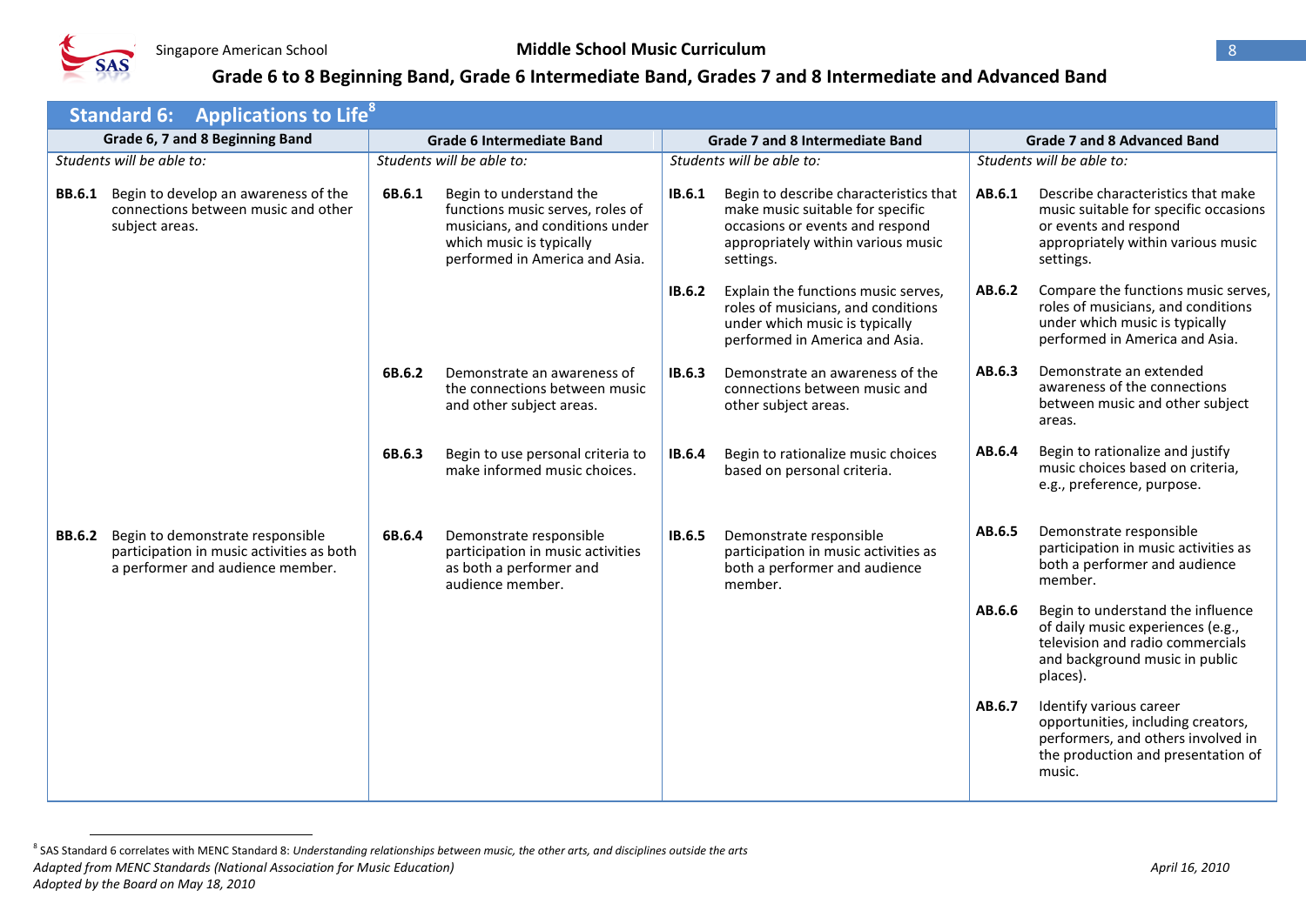# Grade 6 to 8 Beginning Band, Grade 6 Intermediate Band, Grades 7 and 8 Intermediate and Advanced Band

## Standard 6: Applications to Life[8]

| Grade 6, 7 and 8 Beginning Band | Grade 6 Intermediate Band | Grade 7 and 8 Intermediate Band | Grade 7 and 8 Advanced Band |
|---|---|---|---|
| *Students will be able to:* | *Students will be able to:* | *Students will be able to:* | *Students will be able to:* |
| **BB.6.1** Begin to develop an awareness of the connections between music and other subject areas. | **6B.6.1** Begin to understand the functions music serves, roles of musicians, and conditions under which music is typically performed in America and Asia. | **IB.6.1** Begin to describe characteristics that make music suitable for specific occasions or events and respond appropriately within various music settings. | **AB.6.1** Describe characteristics that make music suitable for specific occasions or events and respond appropriately within various music settings. |
| | | **IB.6.2** Explain the functions music serves, roles of musicians, and conditions under which music is typically performed in America and Asia. | **AB.6.2** Compare the functions music serves, roles of musicians, and conditions under which music is typically performed in America and Asia. |
| | **6B.6.2** Demonstrate an awareness of the connections between music and other subject areas. | **IB.6.3** Demonstrate an awareness of the connections between music and other subject areas. | **AB.6.3** Demonstrate an extended awareness of the connections between music and other subject areas. |
| | **6B.6.3** Begin to use personal criteria to make informed music choices. | **IB.6.4** Begin to rationalize music choices based on personal criteria. | **AB.6.4** Begin to rationalize and justify music choices based on criteria, e.g., preference, purpose. |
| **BB.6.2** Begin to demonstrate responsible participation in music activities as both a performer and audience member. | **6B.6.4** Demonstrate responsible participation in music activities as both a performer and audience member. | **IB.6.5** Demonstrate responsible participation in music activities as both a performer and audience member. | **AB.6.5** Demonstrate responsible participation in music activities as both a performer and audience member. |
| | | | **AB.6.6** Begin to understand the influence of daily music experiences (e.g., television and radio commercials and background music in public places). |
| | | | **AB.6.7** Identify various career opportunities, including creators, performers, and others involved in the production and presentation of music. |

[8] SAS Standard 6 correlates with MENC Standard 8: *Understanding relationships between music, the other arts, and disciplines outside the arts*

*Adapted from MENC Standards (National Association for Music Education)*

*Adopted by the Board on May 18, 2010*

*April 16, 2010*